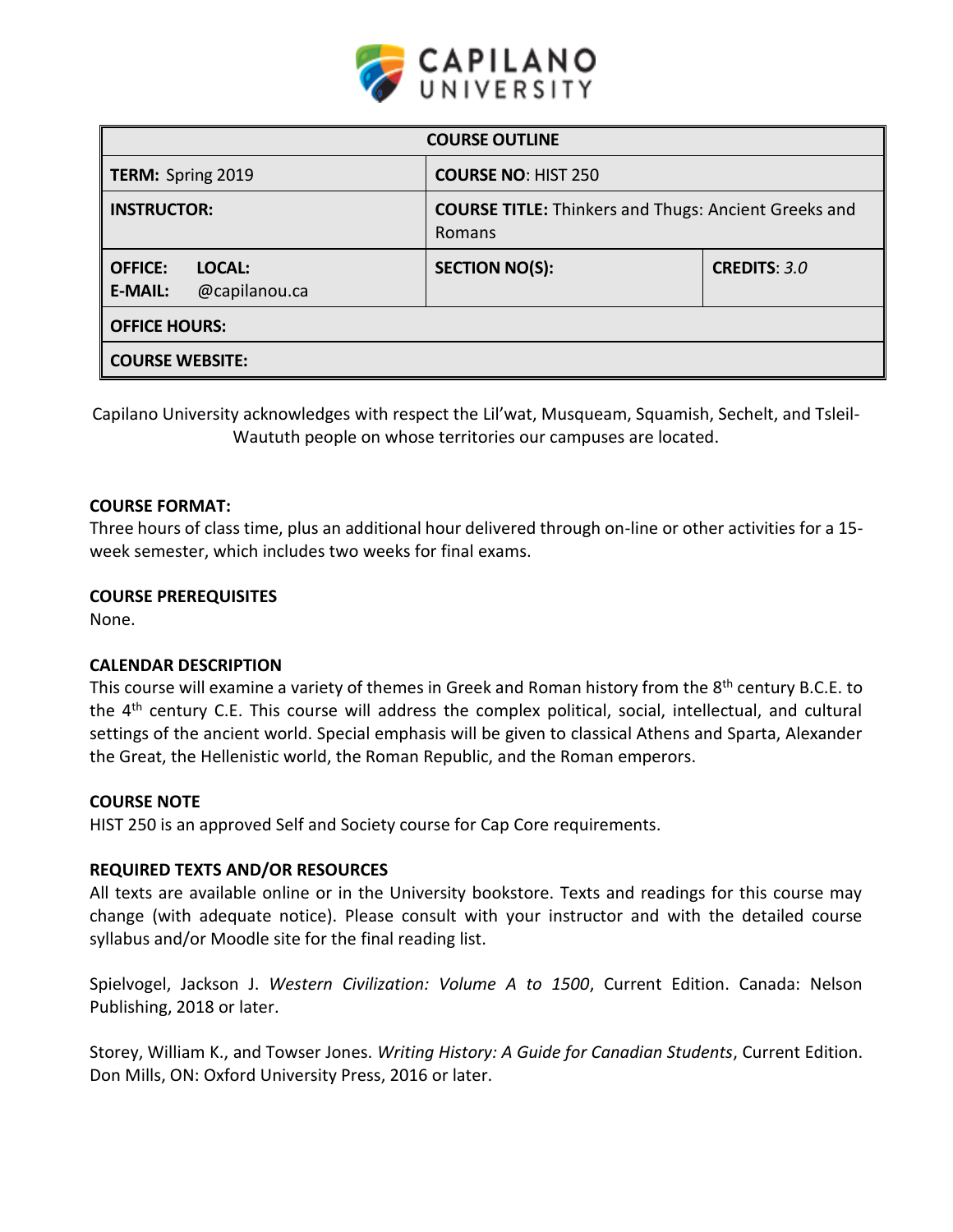| COURSE OUTLINE | | |
|---|---|---|
| **TERM:** Spring 2019 | **COURSE NO**: HIST 250 | |
| **INSTRUCTOR:** | **COURSE TITLE:** Thinkers and Thugs: Ancient Greeks and Romans | |
| **OFFICE:** **LOCAL:** **E-MAIL:** @capilanou.ca | **SECTION NO(S):** | **CREDITS**: *3.0* |
| **OFFICE HOURS:** | | |
| **COURSE WEBSITE:** | | |

Capilano University acknowledges with respect the Lil'wat, Musqueam, Squamish, Sechelt, and Tsleil-Waututh people on whose territories our campuses are located.

**COURSE FORMAT:**
Three hours of class time, plus an additional hour delivered through on-line or other activities for a 15-week semester, which includes two weeks for final exams.

**COURSE PREREQUISITES**
None.

**CALENDAR DESCRIPTION**
This course will examine a variety of themes in Greek and Roman history from the 8th century B.C.E. to the 4th century C.E. This course will address the complex political, social, intellectual, and cultural settings of the ancient world. Special emphasis will be given to classical Athens and Sparta, Alexander the Great, the Hellenistic world, the Roman Republic, and the Roman emperors.

**COURSE NOTE**
HIST 250 is an approved Self and Society course for Cap Core requirements.

**REQUIRED TEXTS AND/OR RESOURCES**
All texts are available online or in the University bookstore. Texts and readings for this course may change (with adequate notice). Please consult with your instructor and with the detailed course syllabus and/or Moodle site for the final reading list.

Spielvogel, Jackson J. *Western Civilization: Volume A to 1500*, Current Edition. Canada: Nelson Publishing, 2018 or later.

Storey, William K., and Towser Jones. *Writing History: A Guide for Canadian Students*, Current Edition. Don Mills, ON: Oxford University Press, 2016 or later.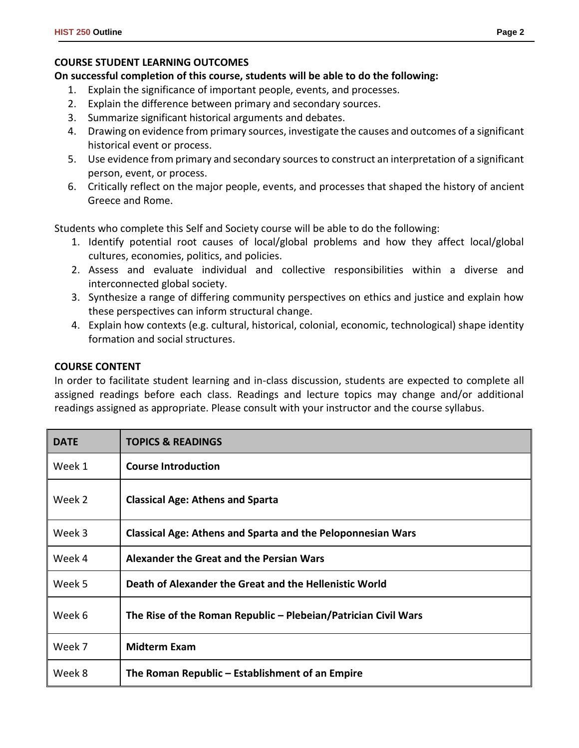## COURSE STUDENT LEARNING OUTCOMES

**On successful completion of this course, students will be able to do the following:**

1. Explain the significance of important people, events, and processes.
2. Explain the difference between primary and secondary sources.
3. Summarize significant historical arguments and debates.
4. Drawing on evidence from primary sources, investigate the causes and outcomes of a significant historical event or process.
5. Use evidence from primary and secondary sources to construct an interpretation of a significant person, event, or process.
6. Critically reflect on the major people, events, and processes that shaped the history of ancient Greece and Rome.

Students who complete this Self and Society course will be able to do the following:

1. Identify potential root causes of local/global problems and how they affect local/global cultures, economies, politics, and policies.
2. Assess and evaluate individual and collective responsibilities within a diverse and interconnected global society.
3. Synthesize a range of differing community perspectives on ethics and justice and explain how these perspectives can inform structural change.
4. Explain how contexts (e.g. cultural, historical, colonial, economic, technological) shape identity formation and social structures.

## COURSE CONTENT

In order to facilitate student learning and in-class discussion, students are expected to complete all assigned readings before each class. Readings and lecture topics may change and/or additional readings assigned as appropriate. Please consult with your instructor and the course syllabus.

| DATE | TOPICS & READINGS |
| --- | --- |
| Week 1 | **Course Introduction** |
| Week 2 | **Classical Age: Athens and Sparta** |
| Week 3 | **Classical Age: Athens and Sparta and the Peloponnesian Wars** |
| Week 4 | **Alexander the Great and the Persian Wars** |
| Week 5 | **Death of Alexander the Great and the Hellenistic World** |
| Week 6 | **The Rise of the Roman Republic – Plebeian/Patrician Civil Wars** |
| Week 7 | **Midterm Exam** |
| Week 8 | **The Roman Republic – Establishment of an Empire** |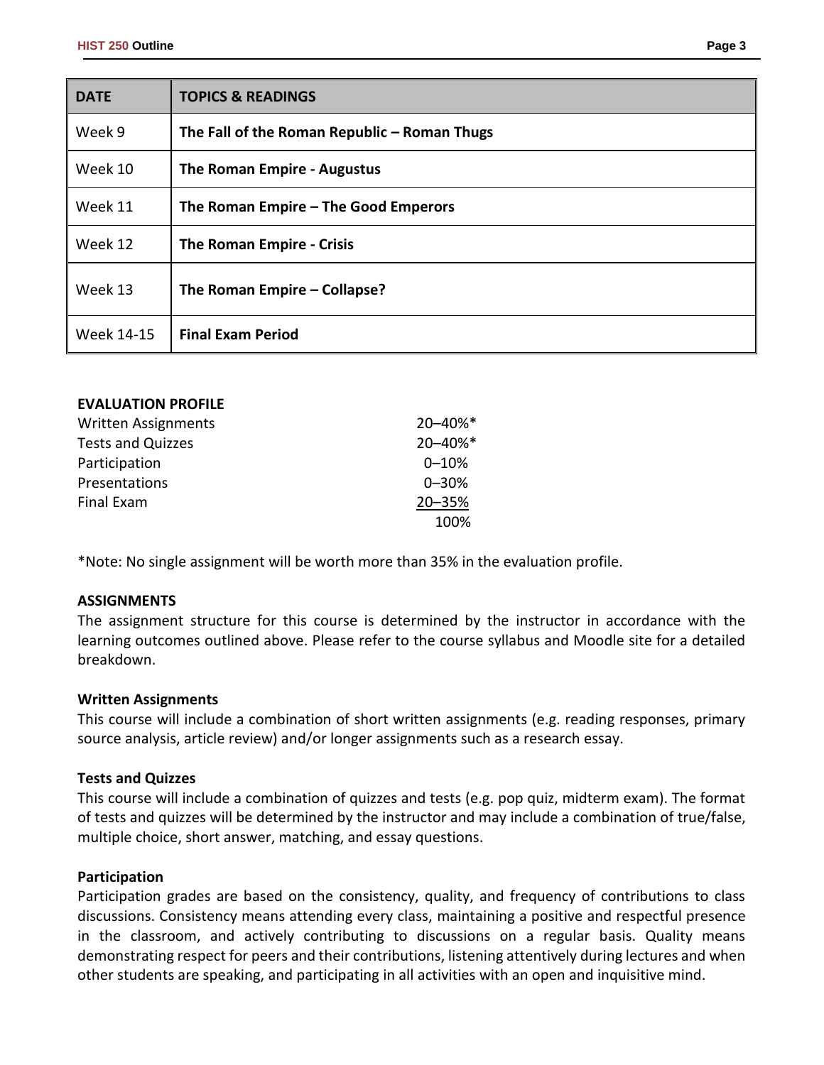| DATE | TOPICS & READINGS |
| --- | --- |
| Week 9 | **The Fall of the Roman Republic – Roman Thugs** |
| Week 10 | **The Roman Empire - Augustus** |
| Week 11 | **The Roman Empire – The Good Emperors** |
| Week 12 | **The Roman Empire - Crisis** |
| Week 13 | **The Roman Empire – Collapse?** |
| Week 14-15 | **Final Exam Period** |

**EVALUATION PROFILE**

| | |
| --- | --- |
| Written Assignments | 20–40%* |
| Tests and Quizzes | 20–40%* |
| Participation | 0–10% |
| Presentations | 0–30% |
| Final Exam | 20–35% |
| | 100% |

*Note: No single assignment will be worth more than 35% in the evaluation profile.

**ASSIGNMENTS**

The assignment structure for this course is determined by the instructor in accordance with the learning outcomes outlined above. Please refer to the course syllabus and Moodle site for a detailed breakdown.

**Written Assignments**

This course will include a combination of short written assignments (e.g. reading responses, primary source analysis, article review) and/or longer assignments such as a research essay.

**Tests and Quizzes**

This course will include a combination of quizzes and tests (e.g. pop quiz, midterm exam). The format of tests and quizzes will be determined by the instructor and may include a combination of true/false, multiple choice, short answer, matching, and essay questions.

**Participation**

Participation grades are based on the consistency, quality, and frequency of contributions to class discussions. Consistency means attending every class, maintaining a positive and respectful presence in the classroom, and actively contributing to discussions on a regular basis. Quality means demonstrating respect for peers and their contributions, listening attentively during lectures and when other students are speaking, and participating in all activities with an open and inquisitive mind.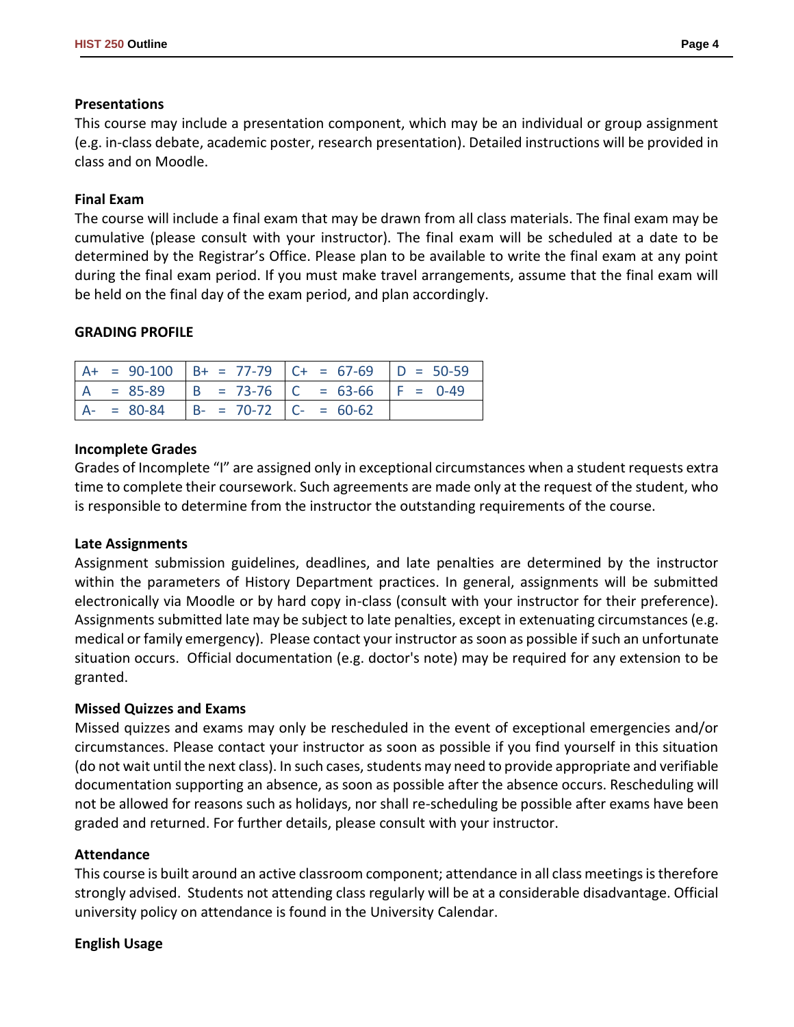### Presentations

This course may include a presentation component, which may be an individual or group assignment (e.g. in-class debate, academic poster, research presentation). Detailed instructions will be provided in class and on Moodle.

### Final Exam

The course will include a final exam that may be drawn from all class materials. The final exam may be cumulative (please consult with your instructor). The final exam will be scheduled at a date to be determined by the Registrar's Office. Please plan to be available to write the final exam at any point during the final exam period. If you must make travel arrangements, assume that the final exam will be held on the final day of the exam period, and plan accordingly.

## GRADING PROFILE

| | | | |
|---|---|---|---|
| A+ = 90-100 | B+ = 77-79 | C+ = 67-69 | D = 50-59 |
| A = 85-89 | B = 73-76 | C = 63-66 | F = 0-49 |
| A- = 80-84 | B- = 70-72 | C- = 60-62 | |

### Incomplete Grades

Grades of Incomplete "I" are assigned only in exceptional circumstances when a student requests extra time to complete their coursework. Such agreements are made only at the request of the student, who is responsible to determine from the instructor the outstanding requirements of the course.

### Late Assignments

Assignment submission guidelines, deadlines, and late penalties are determined by the instructor within the parameters of History Department practices. In general, assignments will be submitted electronically via Moodle or by hard copy in-class (consult with your instructor for their preference). Assignments submitted late may be subject to late penalties, except in extenuating circumstances (e.g. medical or family emergency). Please contact your instructor as soon as possible if such an unfortunate situation occurs. Official documentation (e.g. doctor's note) may be required for any extension to be granted.

### Missed Quizzes and Exams

Missed quizzes and exams may only be rescheduled in the event of exceptional emergencies and/or circumstances. Please contact your instructor as soon as possible if you find yourself in this situation (do not wait until the next class). In such cases, students may need to provide appropriate and verifiable documentation supporting an absence, as soon as possible after the absence occurs. Rescheduling will not be allowed for reasons such as holidays, nor shall re-scheduling be possible after exams have been graded and returned. For further details, please consult with your instructor.

### Attendance

This course is built around an active classroom component; attendance in all class meetings is therefore strongly advised. Students not attending class regularly will be at a considerable disadvantage. Official university policy on attendance is found in the University Calendar.

### English Usage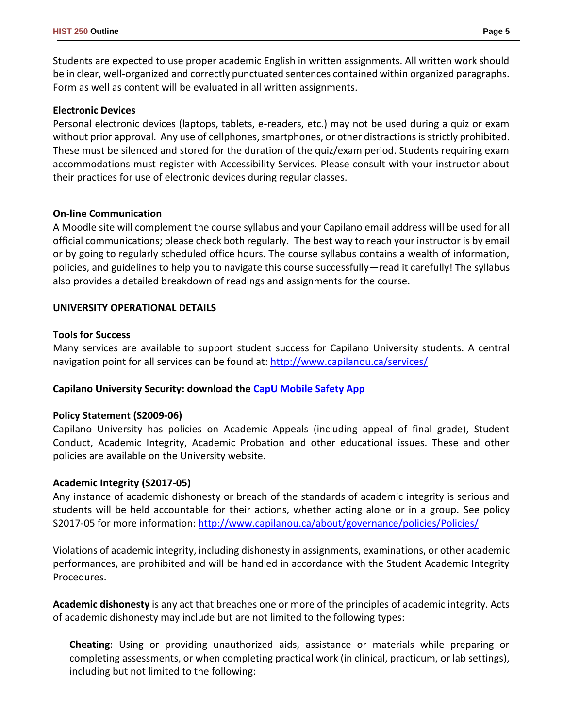Students are expected to use proper academic English in written assignments. All written work should be in clear, well-organized and correctly punctuated sentences contained within organized paragraphs. Form as well as content will be evaluated in all written assignments.

**Electronic Devices**

Personal electronic devices (laptops, tablets, e-readers, etc.) may not be used during a quiz or exam without prior approval. Any use of cellphones, smartphones, or other distractions is strictly prohibited. These must be silenced and stored for the duration of the quiz/exam period. Students requiring exam accommodations must register with Accessibility Services. Please consult with your instructor about their practices for use of electronic devices during regular classes.

**On-line Communication**

A Moodle site will complement the course syllabus and your Capilano email address will be used for all official communications; please check both regularly. The best way to reach your instructor is by email or by going to regularly scheduled office hours. The course syllabus contains a wealth of information, policies, and guidelines to help you to navigate this course successfully—read it carefully! The syllabus also provides a detailed breakdown of readings and assignments for the course.

## UNIVERSITY OPERATIONAL DETAILS

**Tools for Success**

Many services are available to support student success for Capilano University students. A central navigation point for all services can be found at: http://www.capilanou.ca/services/

**Capilano University Security: download the CapU Mobile Safety App**

**Policy Statement (S2009-06)**

Capilano University has policies on Academic Appeals (including appeal of final grade), Student Conduct, Academic Integrity, Academic Probation and other educational issues. These and other policies are available on the University website.

**Academic Integrity (S2017-05)**

Any instance of academic dishonesty or breach of the standards of academic integrity is serious and students will be held accountable for their actions, whether acting alone or in a group. See policy S2017-05 for more information: http://www.capilanou.ca/about/governance/policies/Policies/

Violations of academic integrity, including dishonesty in assignments, examinations, or other academic performances, are prohibited and will be handled in accordance with the Student Academic Integrity Procedures.

**Academic dishonesty** is any act that breaches one or more of the principles of academic integrity. Acts of academic dishonesty may include but are not limited to the following types:

> **Cheating**: Using or providing unauthorized aids, assistance or materials while preparing or completing assessments, or when completing practical work (in clinical, practicum, or lab settings), including but not limited to the following: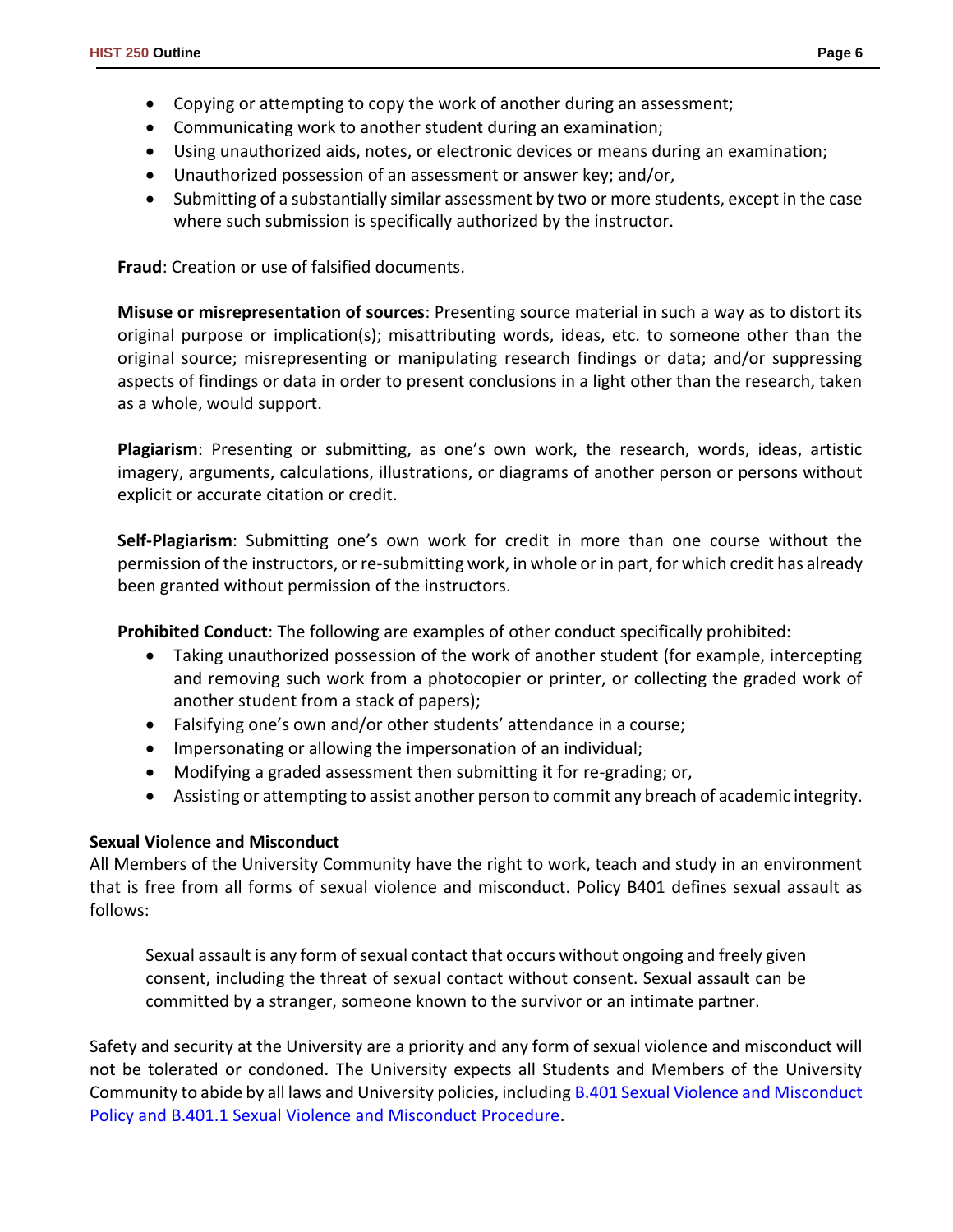- Copying or attempting to copy the work of another during an assessment;
- Communicating work to another student during an examination;
- Using unauthorized aids, notes, or electronic devices or means during an examination;
- Unauthorized possession of an assessment or answer key; and/or,
- Submitting of a substantially similar assessment by two or more students, except in the case where such submission is specifically authorized by the instructor.

**Fraud**: Creation or use of falsified documents.

**Misuse or misrepresentation of sources**: Presenting source material in such a way as to distort its original purpose or implication(s); misattributing words, ideas, etc. to someone other than the original source; misrepresenting or manipulating research findings or data; and/or suppressing aspects of findings or data in order to present conclusions in a light other than the research, taken as a whole, would support.

**Plagiarism**: Presenting or submitting, as one's own work, the research, words, ideas, artistic imagery, arguments, calculations, illustrations, or diagrams of another person or persons without explicit or accurate citation or credit.

**Self-Plagiarism**: Submitting one's own work for credit in more than one course without the permission of the instructors, or re-submitting work, in whole or in part, for which credit has already been granted without permission of the instructors.

**Prohibited Conduct**: The following are examples of other conduct specifically prohibited:

- Taking unauthorized possession of the work of another student (for example, intercepting and removing such work from a photocopier or printer, or collecting the graded work of another student from a stack of papers);
- Falsifying one's own and/or other students' attendance in a course;
- Impersonating or allowing the impersonation of an individual;
- Modifying a graded assessment then submitting it for re-grading; or,
- Assisting or attempting to assist another person to commit any breach of academic integrity.

**Sexual Violence and Misconduct**

All Members of the University Community have the right to work, teach and study in an environment that is free from all forms of sexual violence and misconduct. Policy B401 defines sexual assault as follows:

> Sexual assault is any form of sexual contact that occurs without ongoing and freely given consent, including the threat of sexual contact without consent. Sexual assault can be committed by a stranger, someone known to the survivor or an intimate partner.

Safety and security at the University are a priority and any form of sexual violence and misconduct will not be tolerated or condoned. The University expects all Students and Members of the University Community to abide by all laws and University policies, including B.401 Sexual Violence and Misconduct Policy and B.401.1 Sexual Violence and Misconduct Procedure.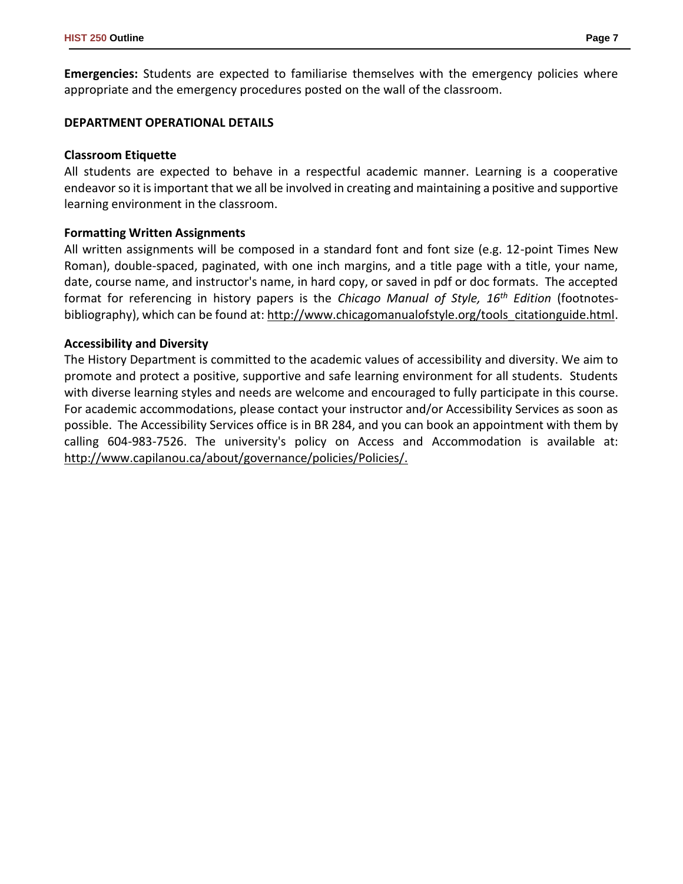**Emergencies:** Students are expected to familiarise themselves with the emergency policies where appropriate and the emergency procedures posted on the wall of the classroom.

## DEPARTMENT OPERATIONAL DETAILS

### Classroom Etiquette

All students are expected to behave in a respectful academic manner. Learning is a cooperative endeavor so it is important that we all be involved in creating and maintaining a positive and supportive learning environment in the classroom.

### Formatting Written Assignments

All written assignments will be composed in a standard font and font size (e.g. 12-point Times New Roman), double-spaced, paginated, with one inch margins, and a title page with a title, your name, date, course name, and instructor's name, in hard copy, or saved in pdf or doc formats. The accepted format for referencing in history papers is the *Chicago Manual of Style, 16th Edition* (footnotes-bibliography), which can be found at: http://www.chicagomanualofstyle.org/tools_citationguide.html.

### Accessibility and Diversity

The History Department is committed to the academic values of accessibility and diversity. We aim to promote and protect a positive, supportive and safe learning environment for all students. Students with diverse learning styles and needs are welcome and encouraged to fully participate in this course. For academic accommodations, please contact your instructor and/or Accessibility Services as soon as possible. The Accessibility Services office is in BR 284, and you can book an appointment with them by calling 604-983-7526. The university's policy on Access and Accommodation is available at: http://www.capilanou.ca/about/governance/policies/Policies/.